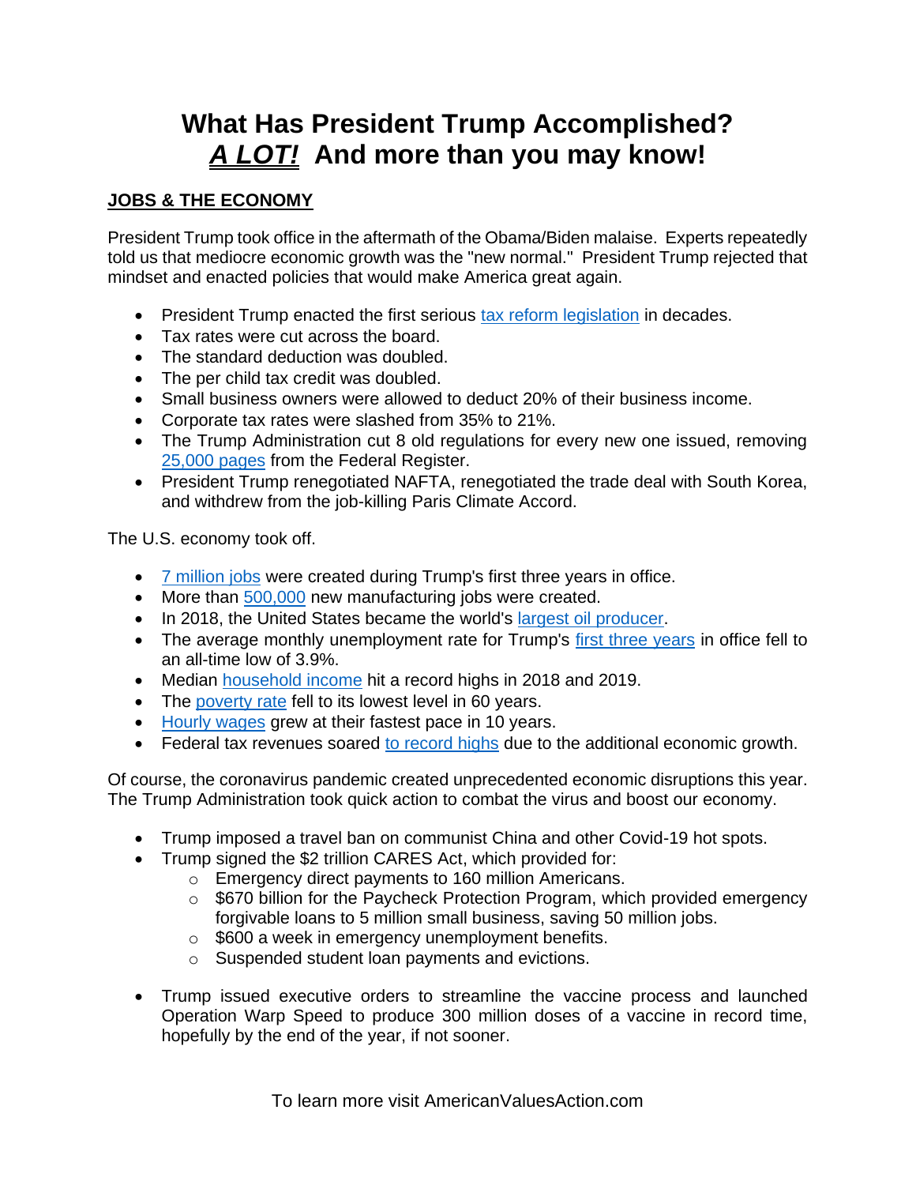# What Has President Trump Accomplished? ***A LOT!*** And more than you may know!

## JOBS & THE ECONOMY

President Trump took office in the aftermath of the Obama/Biden malaise. Experts repeatedly told us that mediocre economic growth was the "new normal." President Trump rejected that mindset and enacted policies that would make America great again.

- President Trump enacted the first serious tax reform legislation in decades.
- Tax rates were cut across the board.
- The standard deduction was doubled.
- The per child tax credit was doubled.
- Small business owners were allowed to deduct 20% of their business income.
- Corporate tax rates were slashed from 35% to 21%.
- The Trump Administration cut 8 old regulations for every new one issued, removing 25,000 pages from the Federal Register.
- President Trump renegotiated NAFTA, renegotiated the trade deal with South Korea, and withdrew from the job-killing Paris Climate Accord.

The U.S. economy took off.

- 7 million jobs were created during Trump's first three years in office.
- More than 500,000 new manufacturing jobs were created.
- In 2018, the United States became the world's largest oil producer.
- The average monthly unemployment rate for Trump's first three years in office fell to an all-time low of 3.9%.
- Median household income hit a record highs in 2018 and 2019.
- The poverty rate fell to its lowest level in 60 years.
- Hourly wages grew at their fastest pace in 10 years.
- Federal tax revenues soared to record highs due to the additional economic growth.

Of course, the coronavirus pandemic created unprecedented economic disruptions this year. The Trump Administration took quick action to combat the virus and boost our economy.

- Trump imposed a travel ban on communist China and other Covid-19 hot spots.
- Trump signed the $2 trillion CARES Act, which provided for:
  - Emergency direct payments to 160 million Americans.
  - $670 billion for the Paycheck Protection Program, which provided emergency forgivable loans to 5 million small business, saving 50 million jobs.
  - $600 a week in emergency unemployment benefits.
  - Suspended student loan payments and evictions.

- Trump issued executive orders to streamline the vaccine process and launched Operation Warp Speed to produce 300 million doses of a vaccine in record time, hopefully by the end of the year, if not sooner.

To learn more visit AmericanValuesAction.com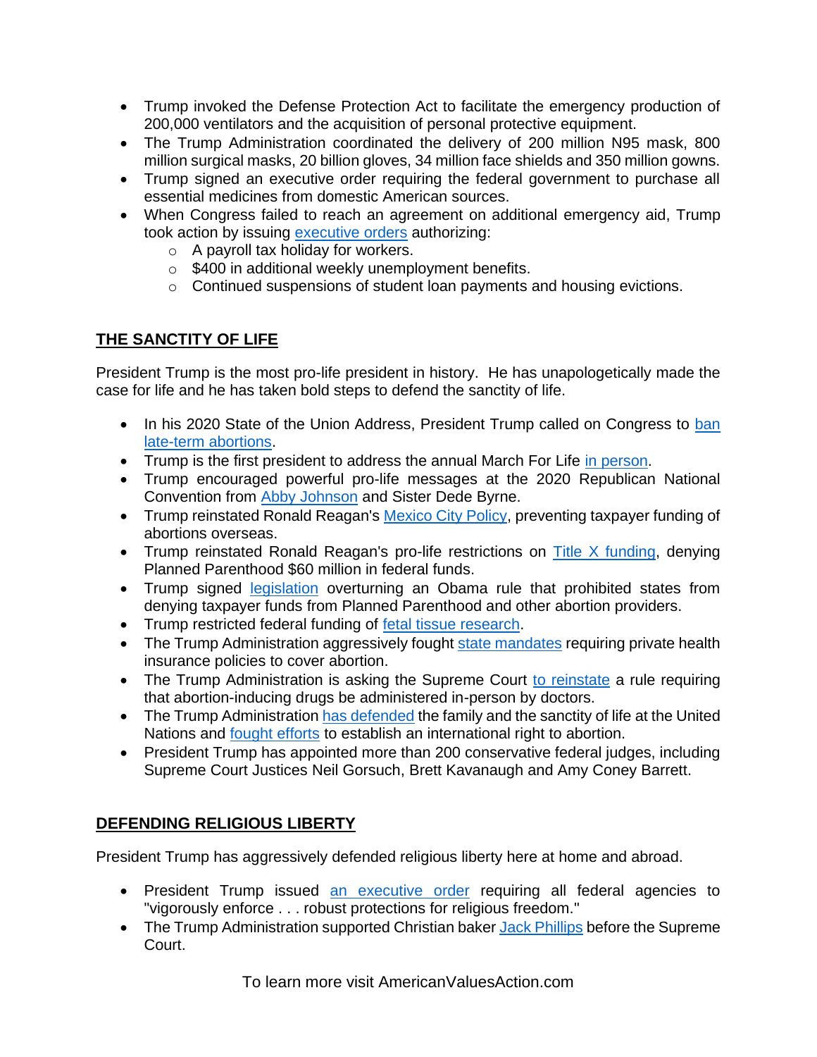- Trump invoked the Defense Protection Act to facilitate the emergency production of 200,000 ventilators and the acquisition of personal protective equipment.
- The Trump Administration coordinated the delivery of 200 million N95 mask, 800 million surgical masks, 20 billion gloves, 34 million face shields and 350 million gowns.
- Trump signed an executive order requiring the federal government to purchase all essential medicines from domestic American sources.
- When Congress failed to reach an agreement on additional emergency aid, Trump took action by issuing executive orders authorizing:
  - A payroll tax holiday for workers.
  - $400 in additional weekly unemployment benefits.
  - Continued suspensions of student loan payments and housing evictions.

## THE SANCTITY OF LIFE

President Trump is the most pro-life president in history. He has unapologetically made the case for life and he has taken bold steps to defend the sanctity of life.

- In his 2020 State of the Union Address, President Trump called on Congress to ban late-term abortions.
- Trump is the first president to address the annual March For Life in person.
- Trump encouraged powerful pro-life messages at the 2020 Republican National Convention from Abby Johnson and Sister Dede Byrne.
- Trump reinstated Ronald Reagan's Mexico City Policy, preventing taxpayer funding of abortions overseas.
- Trump reinstated Ronald Reagan's pro-life restrictions on Title X funding, denying Planned Parenthood $60 million in federal funds.
- Trump signed legislation overturning an Obama rule that prohibited states from denying taxpayer funds from Planned Parenthood and other abortion providers.
- Trump restricted federal funding of fetal tissue research.
- The Trump Administration aggressively fought state mandates requiring private health insurance policies to cover abortion.
- The Trump Administration is asking the Supreme Court to reinstate a rule requiring that abortion-inducing drugs be administered in-person by doctors.
- The Trump Administration has defended the family and the sanctity of life at the United Nations and fought efforts to establish an international right to abortion.
- President Trump has appointed more than 200 conservative federal judges, including Supreme Court Justices Neil Gorsuch, Brett Kavanaugh and Amy Coney Barrett.

## DEFENDING RELIGIOUS LIBERTY

President Trump has aggressively defended religious liberty here at home and abroad.

- President Trump issued an executive order requiring all federal agencies to "vigorously enforce . . . robust protections for religious freedom."
- The Trump Administration supported Christian baker Jack Phillips before the Supreme Court.

To learn more visit AmericanValuesAction.com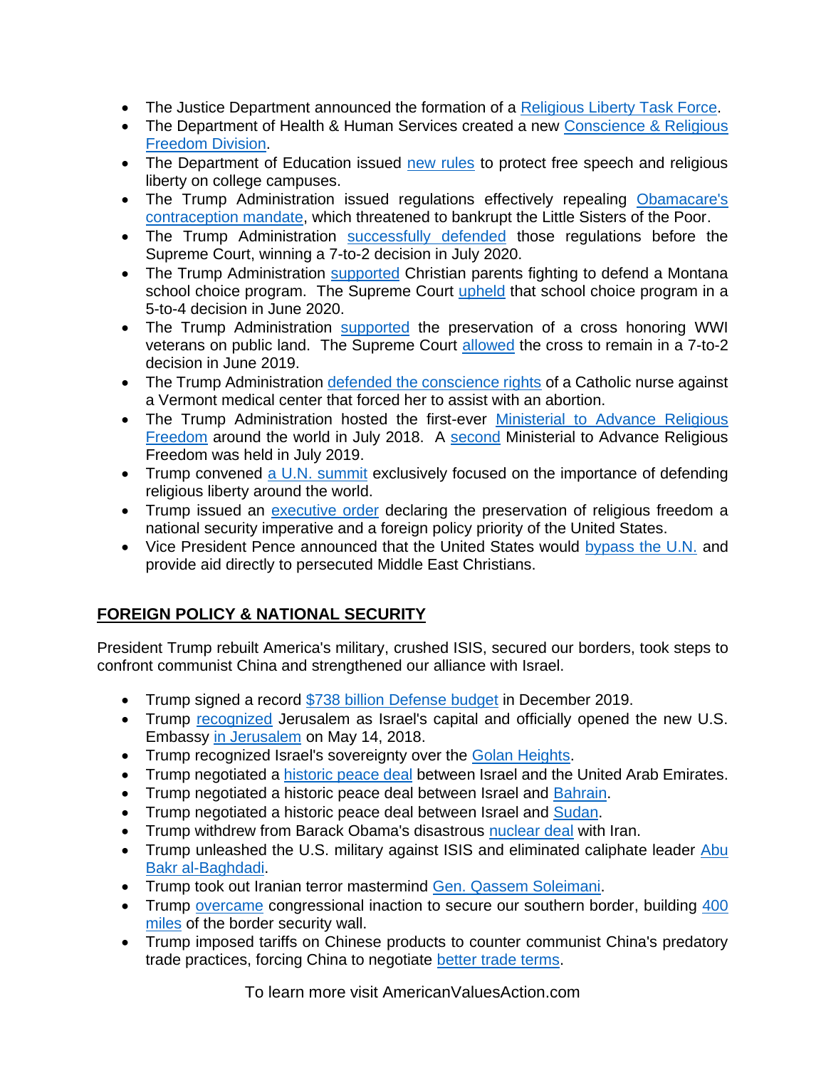- The Justice Department announced the formation of a Religious Liberty Task Force.
- The Department of Health & Human Services created a new Conscience & Religious Freedom Division.
- The Department of Education issued new rules to protect free speech and religious liberty on college campuses.
- The Trump Administration issued regulations effectively repealing Obamacare's contraception mandate, which threatened to bankrupt the Little Sisters of the Poor.
- The Trump Administration successfully defended those regulations before the Supreme Court, winning a 7-to-2 decision in July 2020.
- The Trump Administration supported Christian parents fighting to defend a Montana school choice program. The Supreme Court upheld that school choice program in a 5-to-4 decision in June 2020.
- The Trump Administration supported the preservation of a cross honoring WWI veterans on public land. The Supreme Court allowed the cross to remain in a 7-to-2 decision in June 2019.
- The Trump Administration defended the conscience rights of a Catholic nurse against a Vermont medical center that forced her to assist with an abortion.
- The Trump Administration hosted the first-ever Ministerial to Advance Religious Freedom around the world in July 2018. A second Ministerial to Advance Religious Freedom was held in July 2019.
- Trump convened a U.N. summit exclusively focused on the importance of defending religious liberty around the world.
- Trump issued an executive order declaring the preservation of religious freedom a national security imperative and a foreign policy priority of the United States.
- Vice President Pence announced that the United States would bypass the U.N. and provide aid directly to persecuted Middle East Christians.

## FOREIGN POLICY & NATIONAL SECURITY

President Trump rebuilt America's military, crushed ISIS, secured our borders, took steps to confront communist China and strengthened our alliance with Israel.

- Trump signed a record $738 billion Defense budget in December 2019.
- Trump recognized Jerusalem as Israel's capital and officially opened the new U.S. Embassy in Jerusalem on May 14, 2018.
- Trump recognized Israel's sovereignty over the Golan Heights.
- Trump negotiated a historic peace deal between Israel and the United Arab Emirates.
- Trump negotiated a historic peace deal between Israel and Bahrain.
- Trump negotiated a historic peace deal between Israel and Sudan.
- Trump withdrew from Barack Obama's disastrous nuclear deal with Iran.
- Trump unleashed the U.S. military against ISIS and eliminated caliphate leader Abu Bakr al-Baghdadi.
- Trump took out Iranian terror mastermind Gen. Qassem Soleimani.
- Trump overcame congressional inaction to secure our southern border, building 400 miles of the border security wall.
- Trump imposed tariffs on Chinese products to counter communist China's predatory trade practices, forcing China to negotiate better trade terms.

To learn more visit AmericanValuesAction.com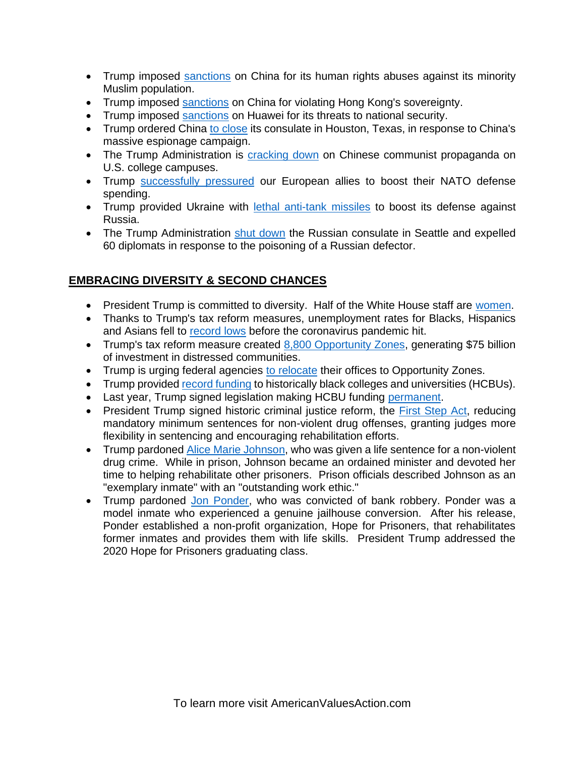- Trump imposed sanctions on China for its human rights abuses against its minority Muslim population.
- Trump imposed sanctions on China for violating Hong Kong's sovereignty.
- Trump imposed sanctions on Huawei for its threats to national security.
- Trump ordered China to close its consulate in Houston, Texas, in response to China's massive espionage campaign.
- The Trump Administration is cracking down on Chinese communist propaganda on U.S. college campuses.
- Trump successfully pressured our European allies to boost their NATO defense spending.
- Trump provided Ukraine with lethal anti-tank missiles to boost its defense against Russia.
- The Trump Administration shut down the Russian consulate in Seattle and expelled 60 diplomats in response to the poisoning of a Russian defector.

## EMBRACING DIVERSITY & SECOND CHANCES

- President Trump is committed to diversity. Half of the White House staff are women.
- Thanks to Trump's tax reform measures, unemployment rates for Blacks, Hispanics and Asians fell to record lows before the coronavirus pandemic hit.
- Trump's tax reform measure created 8,800 Opportunity Zones, generating $75 billion of investment in distressed communities.
- Trump is urging federal agencies to relocate their offices to Opportunity Zones.
- Trump provided record funding to historically black colleges and universities (HCBUs).
- Last year, Trump signed legislation making HCBU funding permanent.
- President Trump signed historic criminal justice reform, the First Step Act, reducing mandatory minimum sentences for non-violent drug offenses, granting judges more flexibility in sentencing and encouraging rehabilitation efforts.
- Trump pardoned Alice Marie Johnson, who was given a life sentence for a non-violent drug crime. While in prison, Johnson became an ordained minister and devoted her time to helping rehabilitate other prisoners. Prison officials described Johnson as an "exemplary inmate" with an "outstanding work ethic."
- Trump pardoned Jon Ponder, who was convicted of bank robbery. Ponder was a model inmate who experienced a genuine jailhouse conversion. After his release, Ponder established a non-profit organization, Hope for Prisoners, that rehabilitates former inmates and provides them with life skills. President Trump addressed the 2020 Hope for Prisoners graduating class.

To learn more visit AmericanValuesAction.com